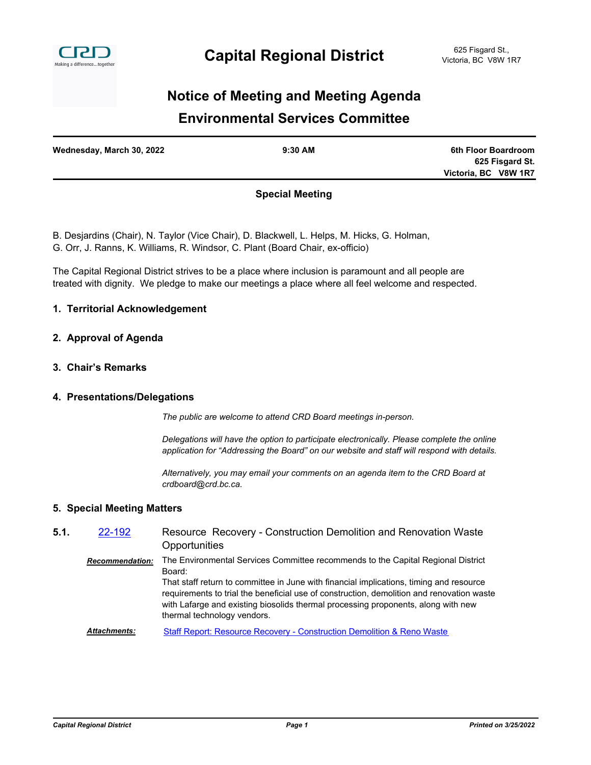# Capital Regional District

625 Fisgard St.,
Victoria, BC V8W 1R7

## Notice of Meeting and Meeting Agenda

## Environmental Services Committee

| Wednesday, March 30, 2022 | 9:30 AM | 6th Floor Boardroom<br>625 Fisgard St.<br>Victoria, BC V8W 1R7 |
|---|---|---|

**Special Meeting**

B. Desjardins (Chair), N. Taylor (Vice Chair), D. Blackwell, L. Helps, M. Hicks, G. Holman, G. Orr, J. Ranns, K. Williams, R. Windsor, C. Plant (Board Chair, ex-officio)

The Capital Regional District strives to be a place where inclusion is paramount and all people are treated with dignity. We pledge to make our meetings a place where all feel welcome and respected.

### 1. Territorial Acknowledgement

### 2. Approval of Agenda

### 3. Chair's Remarks

### 4. Presentations/Delegations

*The public are welcome to attend CRD Board meetings in-person.*

*Delegations will have the option to participate electronically. Please complete the online application for "Addressing the Board" on our website and staff will respond with details.*

*Alternatively, you may email your comments on an agenda item to the CRD Board at crdboard@crd.bc.ca.*

### 5. Special Meeting Matters

**5.1.** 22-192 Resource Recovery - Construction Demolition and Renovation Waste Opportunities

***Recommendation:*** The Environmental Services Committee recommends to the Capital Regional District Board:
That staff return to committee in June with financial implications, timing and resource requirements to trial the beneficial use of construction, demolition and renovation waste with Lafarge and existing biosolids thermal processing proponents, along with new thermal technology vendors.

***Attachments:*** Staff Report: Resource Recovery - Construction Demolition & Reno Waste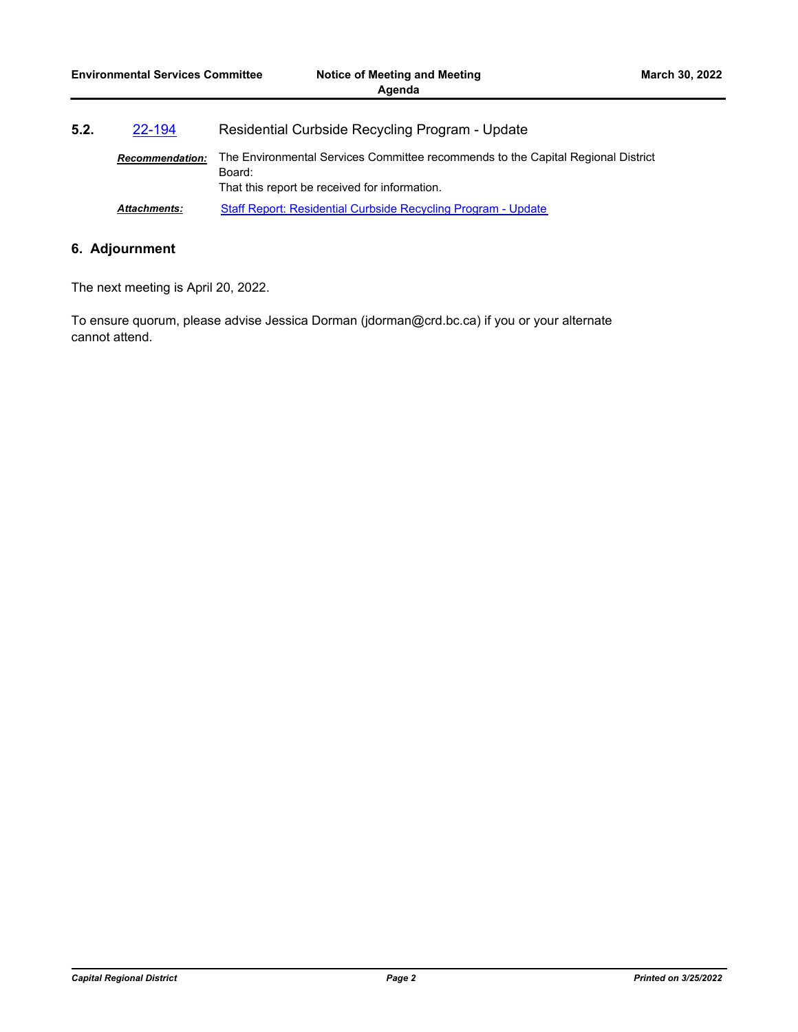**5.2.** 22-194 Residential Curbside Recycling Program - Update

***Recommendation:*** The Environmental Services Committee recommends to the Capital Regional District Board:
That this report be received for information.

***Attachments:*** Staff Report: Residential Curbside Recycling Program - Update

## 6. Adjournment

The next meeting is April 20, 2022.

To ensure quorum, please advise Jessica Dorman (jdorman@crd.bc.ca) if you or your alternate cannot attend.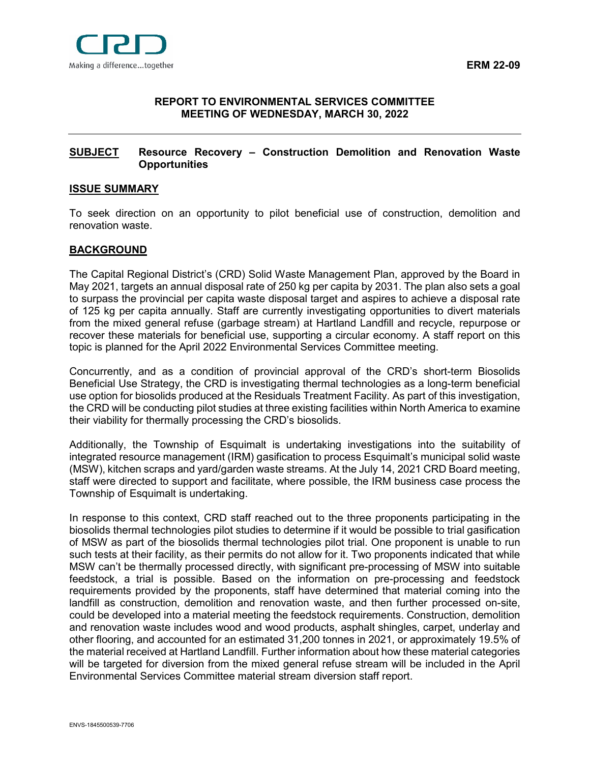**ERM 22-09**

**REPORT TO ENVIRONMENTAL SERVICES COMMITTEE**
**MEETING OF WEDNESDAY, MARCH 30, 2022**

---

**SUBJECT** **Resource Recovery – Construction Demolition and Renovation Waste Opportunities**

## ISSUE SUMMARY

To seek direction on an opportunity to pilot beneficial use of construction, demolition and renovation waste.

## BACKGROUND

The Capital Regional District's (CRD) Solid Waste Management Plan, approved by the Board in May 2021, targets an annual disposal rate of 250 kg per capita by 2031. The plan also sets a goal to surpass the provincial per capita waste disposal target and aspires to achieve a disposal rate of 125 kg per capita annually. Staff are currently investigating opportunities to divert materials from the mixed general refuse (garbage stream) at Hartland Landfill and recycle, repurpose or recover these materials for beneficial use, supporting a circular economy. A staff report on this topic is planned for the April 2022 Environmental Services Committee meeting.

Concurrently, and as a condition of provincial approval of the CRD's short-term Biosolids Beneficial Use Strategy, the CRD is investigating thermal technologies as a long-term beneficial use option for biosolids produced at the Residuals Treatment Facility. As part of this investigation, the CRD will be conducting pilot studies at three existing facilities within North America to examine their viability for thermally processing the CRD's biosolids.

Additionally, the Township of Esquimalt is undertaking investigations into the suitability of integrated resource management (IRM) gasification to process Esquimalt's municipal solid waste (MSW), kitchen scraps and yard/garden waste streams. At the July 14, 2021 CRD Board meeting, staff were directed to support and facilitate, where possible, the IRM business case process the Township of Esquimalt is undertaking.

In response to this context, CRD staff reached out to the three proponents participating in the biosolids thermal technologies pilot studies to determine if it would be possible to trial gasification of MSW as part of the biosolids thermal technologies pilot trial. One proponent is unable to run such tests at their facility, as their permits do not allow for it. Two proponents indicated that while MSW can't be thermally processed directly, with significant pre-processing of MSW into suitable feedstock, a trial is possible. Based on the information on pre-processing and feedstock requirements provided by the proponents, staff have determined that material coming into the landfill as construction, demolition and renovation waste, and then further processed on-site, could be developed into a material meeting the feedstock requirements. Construction, demolition and renovation waste includes wood and wood products, asphalt shingles, carpet, underlay and other flooring, and accounted for an estimated 31,200 tonnes in 2021, or approximately 19.5% of the material received at Hartland Landfill. Further information about how these material categories will be targeted for diversion from the mixed general refuse stream will be included in the April Environmental Services Committee material stream diversion staff report.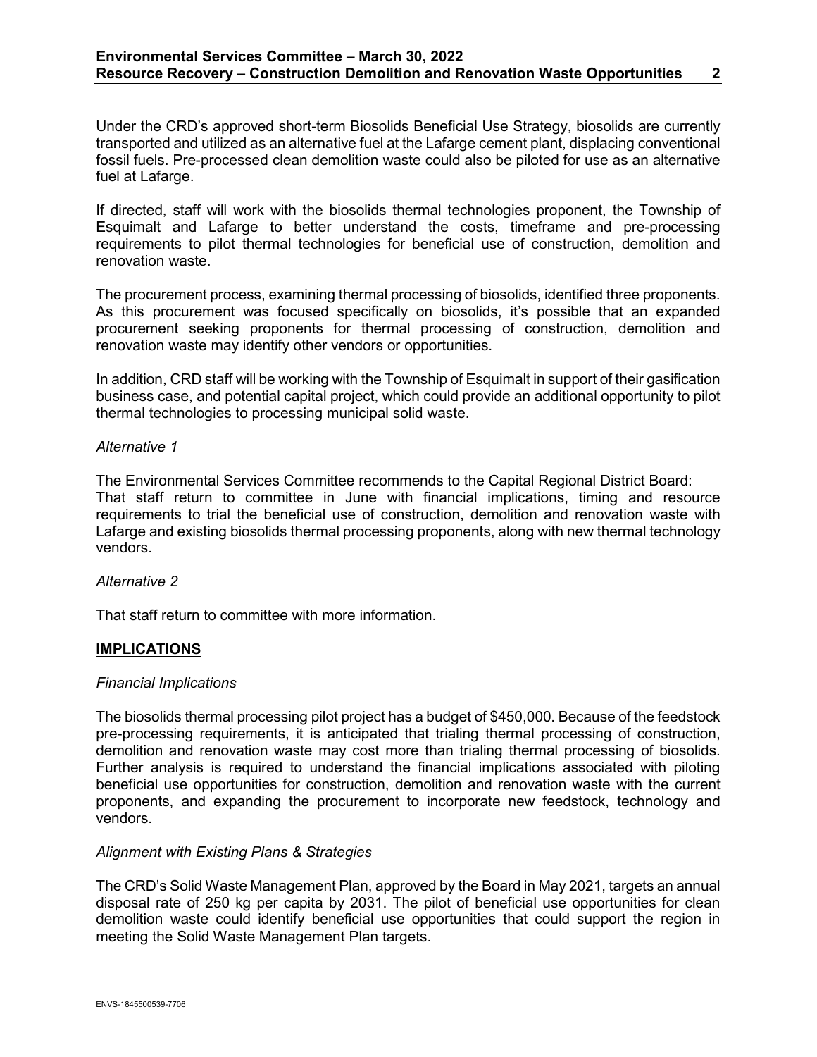Under the CRD's approved short-term Biosolids Beneficial Use Strategy, biosolids are currently transported and utilized as an alternative fuel at the Lafarge cement plant, displacing conventional fossil fuels. Pre-processed clean demolition waste could also be piloted for use as an alternative fuel at Lafarge.

If directed, staff will work with the biosolids thermal technologies proponent, the Township of Esquimalt and Lafarge to better understand the costs, timeframe and pre-processing requirements to pilot thermal technologies for beneficial use of construction, demolition and renovation waste.

The procurement process, examining thermal processing of biosolids, identified three proponents. As this procurement was focused specifically on biosolids, it's possible that an expanded procurement seeking proponents for thermal processing of construction, demolition and renovation waste may identify other vendors or opportunities.

In addition, CRD staff will be working with the Township of Esquimalt in support of their gasification business case, and potential capital project, which could provide an additional opportunity to pilot thermal technologies to processing municipal solid waste.

*Alternative 1*

The Environmental Services Committee recommends to the Capital Regional District Board:
That staff return to committee in June with financial implications, timing and resource requirements to trial the beneficial use of construction, demolition and renovation waste with Lafarge and existing biosolids thermal processing proponents, along with new thermal technology vendors.

*Alternative 2*

That staff return to committee with more information.

## IMPLICATIONS

*Financial Implications*

The biosolids thermal processing pilot project has a budget of $450,000. Because of the feedstock pre-processing requirements, it is anticipated that trialing thermal processing of construction, demolition and renovation waste may cost more than trialing thermal processing of biosolids. Further analysis is required to understand the financial implications associated with piloting beneficial use opportunities for construction, demolition and renovation waste with the current proponents, and expanding the procurement to incorporate new feedstock, technology and vendors.

*Alignment with Existing Plans & Strategies*

The CRD's Solid Waste Management Plan, approved by the Board in May 2021, targets an annual disposal rate of 250 kg per capita by 2031. The pilot of beneficial use opportunities for clean demolition waste could identify beneficial use opportunities that could support the region in meeting the Solid Waste Management Plan targets.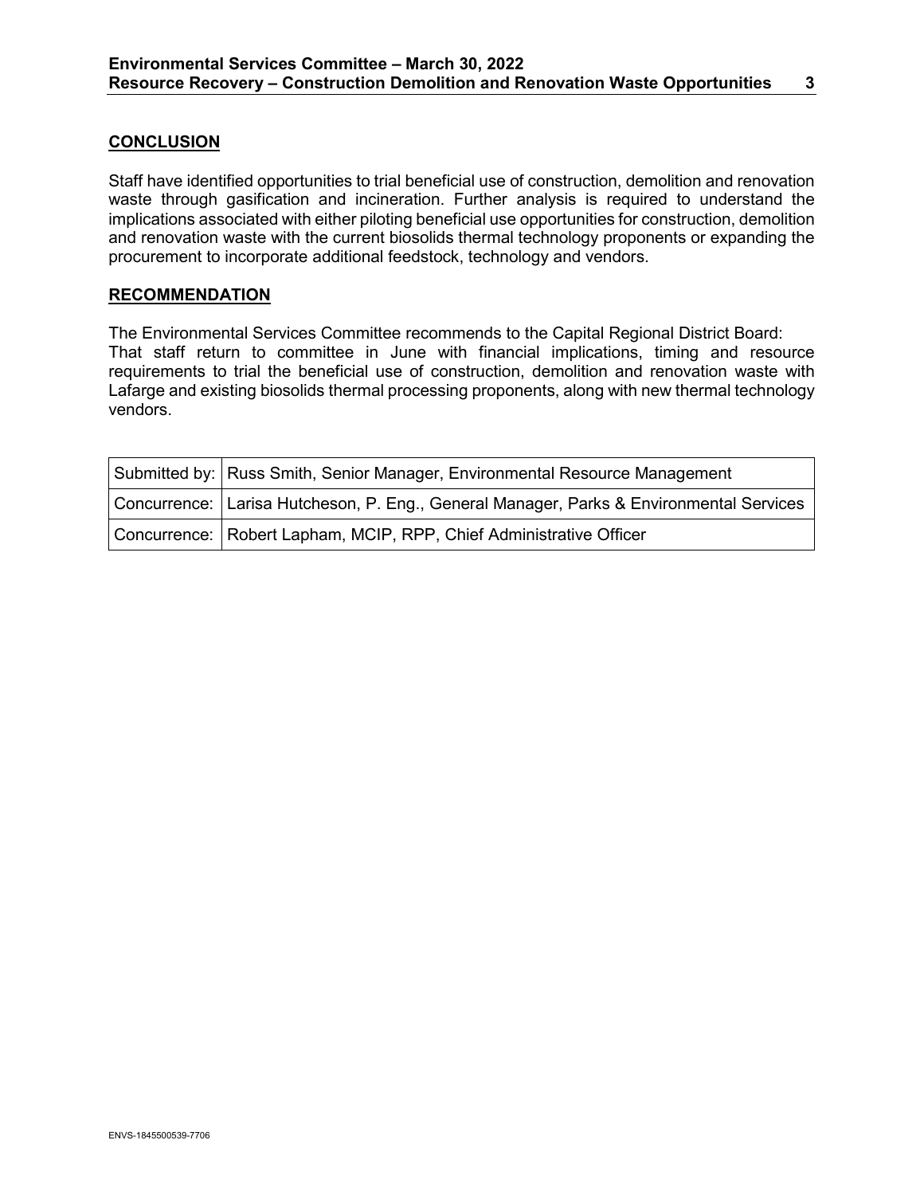## CONCLUSION

Staff have identified opportunities to trial beneficial use of construction, demolition and renovation waste through gasification and incineration. Further analysis is required to understand the implications associated with either piloting beneficial use opportunities for construction, demolition and renovation waste with the current biosolids thermal technology proponents or expanding the procurement to incorporate additional feedstock, technology and vendors.

## RECOMMENDATION

The Environmental Services Committee recommends to the Capital Regional District Board:
That staff return to committee in June with financial implications, timing and resource requirements to trial the beneficial use of construction, demolition and renovation waste with Lafarge and existing biosolids thermal processing proponents, along with new thermal technology vendors.

| Submitted by: | Russ Smith, Senior Manager, Environmental Resource Management |
|---|---|
| Concurrence: | Larisa Hutcheson, P. Eng., General Manager, Parks & Environmental Services |
| Concurrence: | Robert Lapham, MCIP, RPP, Chief Administrative Officer |

ENVS-1845500539-7706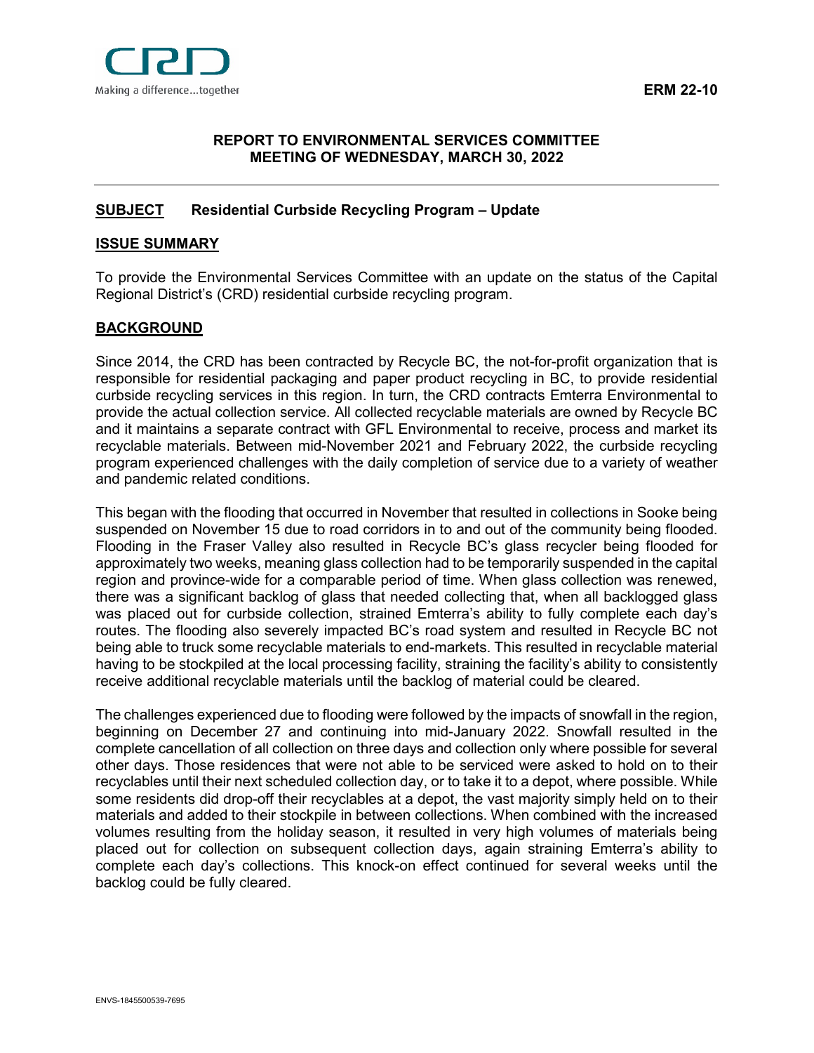ERM 22-10

**REPORT TO ENVIRONMENTAL SERVICES COMMITTEE**
**MEETING OF WEDNESDAY, MARCH 30, 2022**

---

## SUBJECT Residential Curbside Recycling Program – Update

## ISSUE SUMMARY

To provide the Environmental Services Committee with an update on the status of the Capital Regional District's (CRD) residential curbside recycling program.

## BACKGROUND

Since 2014, the CRD has been contracted by Recycle BC, the not-for-profit organization that is responsible for residential packaging and paper product recycling in BC, to provide residential curbside recycling services in this region. In turn, the CRD contracts Emterra Environmental to provide the actual collection service. All collected recyclable materials are owned by Recycle BC and it maintains a separate contract with GFL Environmental to receive, process and market its recyclable materials. Between mid-November 2021 and February 2022, the curbside recycling program experienced challenges with the daily completion of service due to a variety of weather and pandemic related conditions.

This began with the flooding that occurred in November that resulted in collections in Sooke being suspended on November 15 due to road corridors in to and out of the community being flooded. Flooding in the Fraser Valley also resulted in Recycle BC's glass recycler being flooded for approximately two weeks, meaning glass collection had to be temporarily suspended in the capital region and province-wide for a comparable period of time. When glass collection was renewed, there was a significant backlog of glass that needed collecting that, when all backlogged glass was placed out for curbside collection, strained Emterra's ability to fully complete each day's routes. The flooding also severely impacted BC's road system and resulted in Recycle BC not being able to truck some recyclable materials to end-markets. This resulted in recyclable material having to be stockpiled at the local processing facility, straining the facility's ability to consistently receive additional recyclable materials until the backlog of material could be cleared.

The challenges experienced due to flooding were followed by the impacts of snowfall in the region, beginning on December 27 and continuing into mid-January 2022. Snowfall resulted in the complete cancellation of all collection on three days and collection only where possible for several other days. Those residences that were not able to be serviced were asked to hold on to their recyclables until their next scheduled collection day, or to take it to a depot, where possible. While some residents did drop-off their recyclables at a depot, the vast majority simply held on to their materials and added to their stockpile in between collections. When combined with the increased volumes resulting from the holiday season, it resulted in very high volumes of materials being placed out for collection on subsequent collection days, again straining Emterra's ability to complete each day's collections. This knock-on effect continued for several weeks until the backlog could be fully cleared.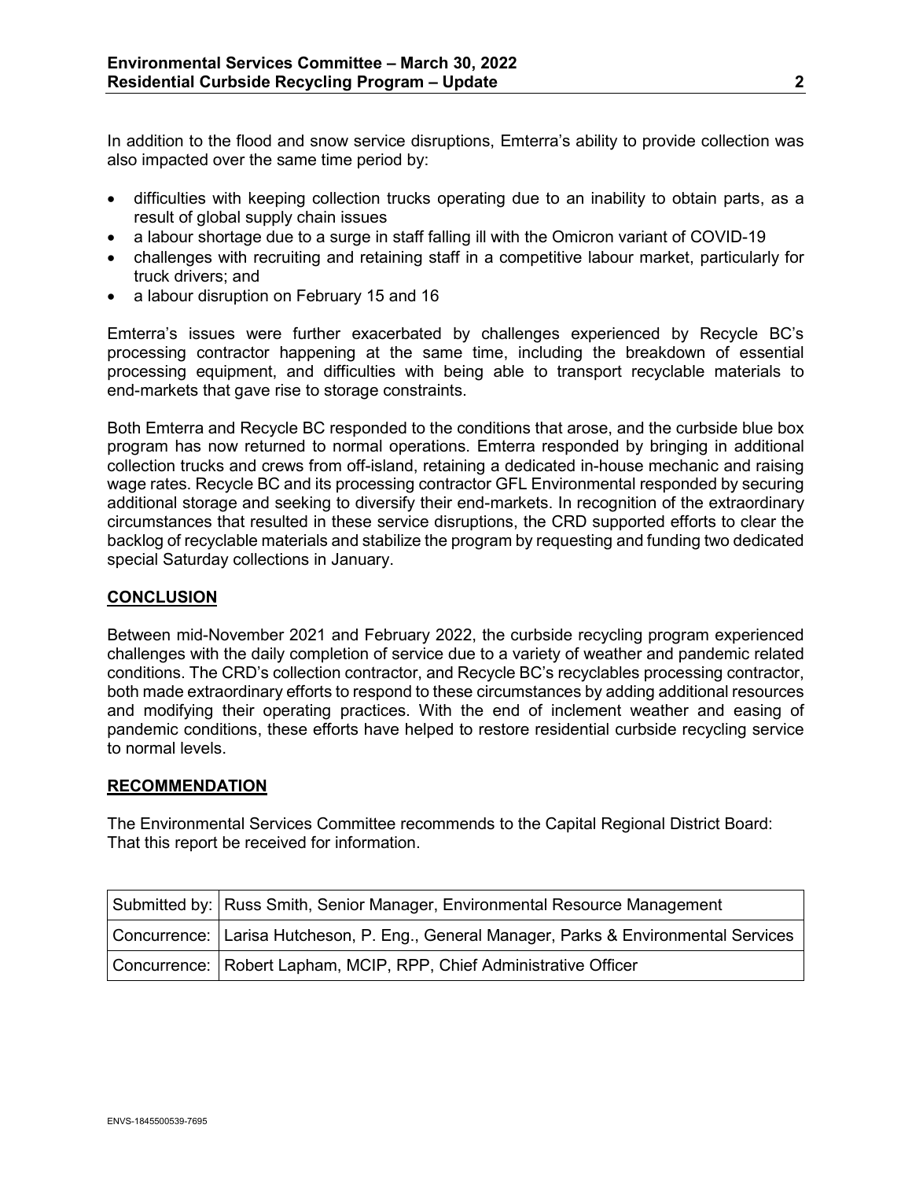In addition to the flood and snow service disruptions, Emterra's ability to provide collection was also impacted over the same time period by:

- difficulties with keeping collection trucks operating due to an inability to obtain parts, as a result of global supply chain issues
- a labour shortage due to a surge in staff falling ill with the Omicron variant of COVID-19
- challenges with recruiting and retaining staff in a competitive labour market, particularly for truck drivers; and
- a labour disruption on February 15 and 16

Emterra's issues were further exacerbated by challenges experienced by Recycle BC's processing contractor happening at the same time, including the breakdown of essential processing equipment, and difficulties with being able to transport recyclable materials to end-markets that gave rise to storage constraints.

Both Emterra and Recycle BC responded to the conditions that arose, and the curbside blue box program has now returned to normal operations. Emterra responded by bringing in additional collection trucks and crews from off-island, retaining a dedicated in-house mechanic and raising wage rates. Recycle BC and its processing contractor GFL Environmental responded by securing additional storage and seeking to diversify their end-markets. In recognition of the extraordinary circumstances that resulted in these service disruptions, the CRD supported efforts to clear the backlog of recyclable materials and stabilize the program by requesting and funding two dedicated special Saturday collections in January.

## CONCLUSION

Between mid-November 2021 and February 2022, the curbside recycling program experienced challenges with the daily completion of service due to a variety of weather and pandemic related conditions. The CRD's collection contractor, and Recycle BC's recyclables processing contractor, both made extraordinary efforts to respond to these circumstances by adding additional resources and modifying their operating practices. With the end of inclement weather and easing of pandemic conditions, these efforts have helped to restore residential curbside recycling service to normal levels.

## RECOMMENDATION

The Environmental Services Committee recommends to the Capital Regional District Board:
That this report be received for information.

| | |
|---|---|
| Submitted by: | Russ Smith, Senior Manager, Environmental Resource Management |
| Concurrence: | Larisa Hutcheson, P. Eng., General Manager, Parks & Environmental Services |
| Concurrence: | Robert Lapham, MCIP, RPP, Chief Administrative Officer |

ENVS-1845500539-7695